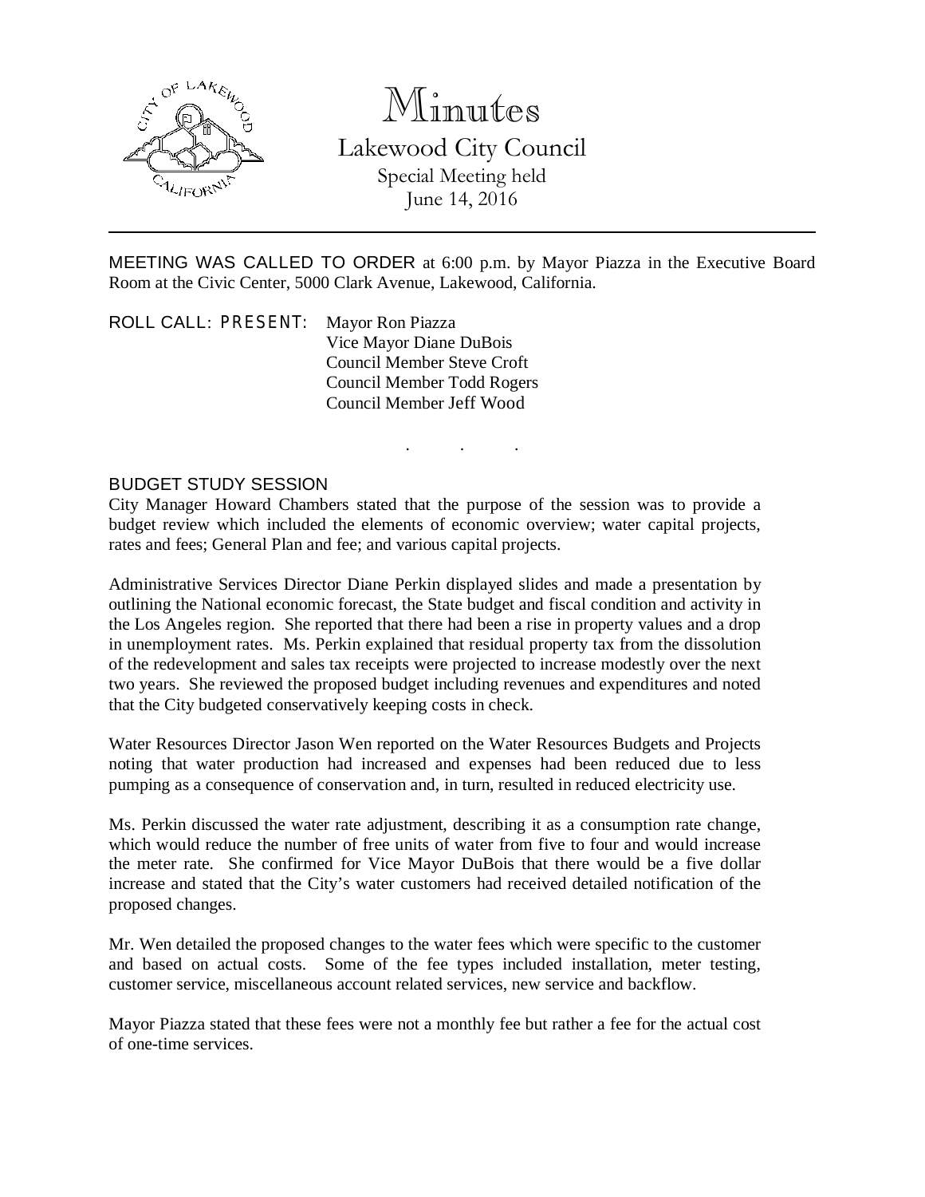# Minutes

## Lakewood City Council

Special Meeting held
June 14, 2016

---

MEETING WAS CALLED TO ORDER at 6:00 p.m. by Mayor Piazza in the Executive Board Room at the Civic Center, 5000 Clark Avenue, Lakewood, California.

ROLL CALL: PRESENT: Mayor Ron Piazza
Vice Mayor Diane DuBois
Council Member Steve Croft
Council Member Todd Rogers
Council Member Jeff Wood

. . .

BUDGET STUDY SESSION

City Manager Howard Chambers stated that the purpose of the session was to provide a budget review which included the elements of economic overview; water capital projects, rates and fees; General Plan and fee; and various capital projects.

Administrative Services Director Diane Perkin displayed slides and made a presentation by outlining the National economic forecast, the State budget and fiscal condition and activity in the Los Angeles region. She reported that there had been a rise in property values and a drop in unemployment rates. Ms. Perkin explained that residual property tax from the dissolution of the redevelopment and sales tax receipts were projected to increase modestly over the next two years. She reviewed the proposed budget including revenues and expenditures and noted that the City budgeted conservatively keeping costs in check.

Water Resources Director Jason Wen reported on the Water Resources Budgets and Projects noting that water production had increased and expenses had been reduced due to less pumping as a consequence of conservation and, in turn, resulted in reduced electricity use.

Ms. Perkin discussed the water rate adjustment, describing it as a consumption rate change, which would reduce the number of free units of water from five to four and would increase the meter rate. She confirmed for Vice Mayor DuBois that there would be a five dollar increase and stated that the City's water customers had received detailed notification of the proposed changes.

Mr. Wen detailed the proposed changes to the water fees which were specific to the customer and based on actual costs. Some of the fee types included installation, meter testing, customer service, miscellaneous account related services, new service and backflow.

Mayor Piazza stated that these fees were not a monthly fee but rather a fee for the actual cost of one-time services.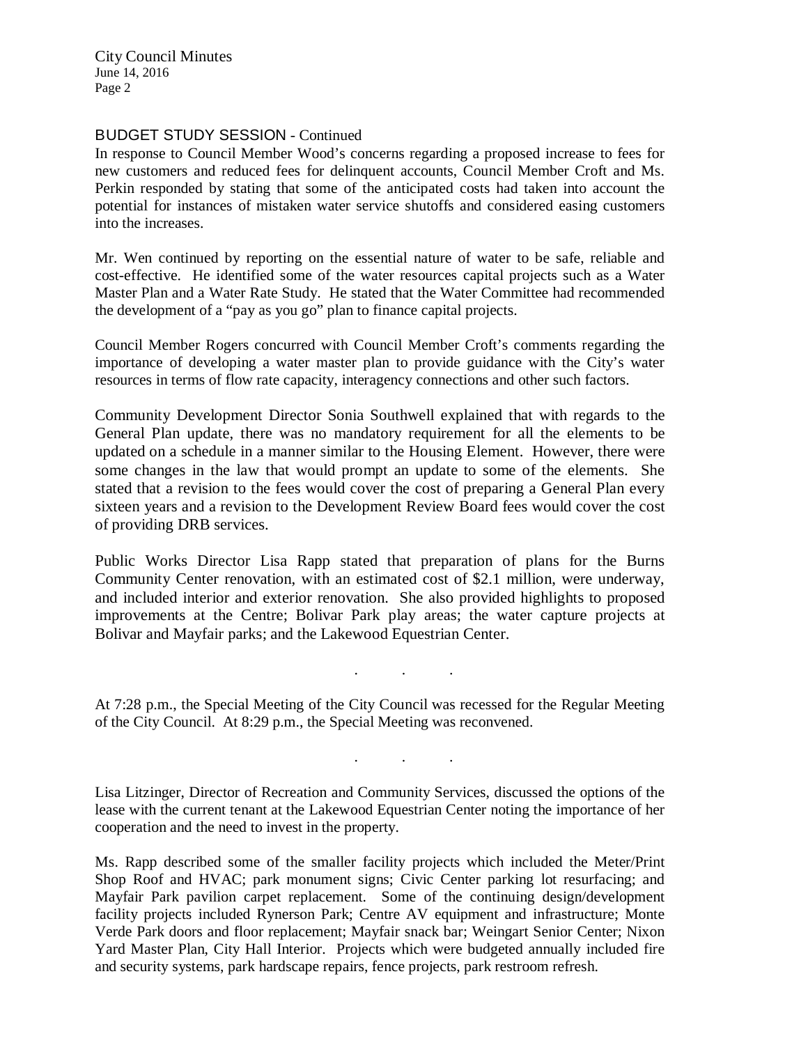## BUDGET STUDY SESSION - Continued

In response to Council Member Wood's concerns regarding a proposed increase to fees for new customers and reduced fees for delinquent accounts, Council Member Croft and Ms. Perkin responded by stating that some of the anticipated costs had taken into account the potential for instances of mistaken water service shutoffs and considered easing customers into the increases.

Mr. Wen continued by reporting on the essential nature of water to be safe, reliable and cost-effective. He identified some of the water resources capital projects such as a Water Master Plan and a Water Rate Study. He stated that the Water Committee had recommended the development of a "pay as you go" plan to finance capital projects.

Council Member Rogers concurred with Council Member Croft's comments regarding the importance of developing a water master plan to provide guidance with the City's water resources in terms of flow rate capacity, interagency connections and other such factors.

Community Development Director Sonia Southwell explained that with regards to the General Plan update, there was no mandatory requirement for all the elements to be updated on a schedule in a manner similar to the Housing Element. However, there were some changes in the law that would prompt an update to some of the elements. She stated that a revision to the fees would cover the cost of preparing a General Plan every sixteen years and a revision to the Development Review Board fees would cover the cost of providing DRB services.

Public Works Director Lisa Rapp stated that preparation of plans for the Burns Community Center renovation, with an estimated cost of $2.1 million, were underway, and included interior and exterior renovation. She also provided highlights to proposed improvements at the Centre; Bolivar Park play areas; the water capture projects at Bolivar and Mayfair parks; and the Lakewood Equestrian Center.

. . .

At 7:28 p.m., the Special Meeting of the City Council was recessed for the Regular Meeting of the City Council. At 8:29 p.m., the Special Meeting was reconvened.

. . .

Lisa Litzinger, Director of Recreation and Community Services, discussed the options of the lease with the current tenant at the Lakewood Equestrian Center noting the importance of her cooperation and the need to invest in the property.

Ms. Rapp described some of the smaller facility projects which included the Meter/Print Shop Roof and HVAC; park monument signs; Civic Center parking lot resurfacing; and Mayfair Park pavilion carpet replacement. Some of the continuing design/development facility projects included Rynerson Park; Centre AV equipment and infrastructure; Monte Verde Park doors and floor replacement; Mayfair snack bar; Weingart Senior Center; Nixon Yard Master Plan, City Hall Interior. Projects which were budgeted annually included fire and security systems, park hardscape repairs, fence projects, park restroom refresh.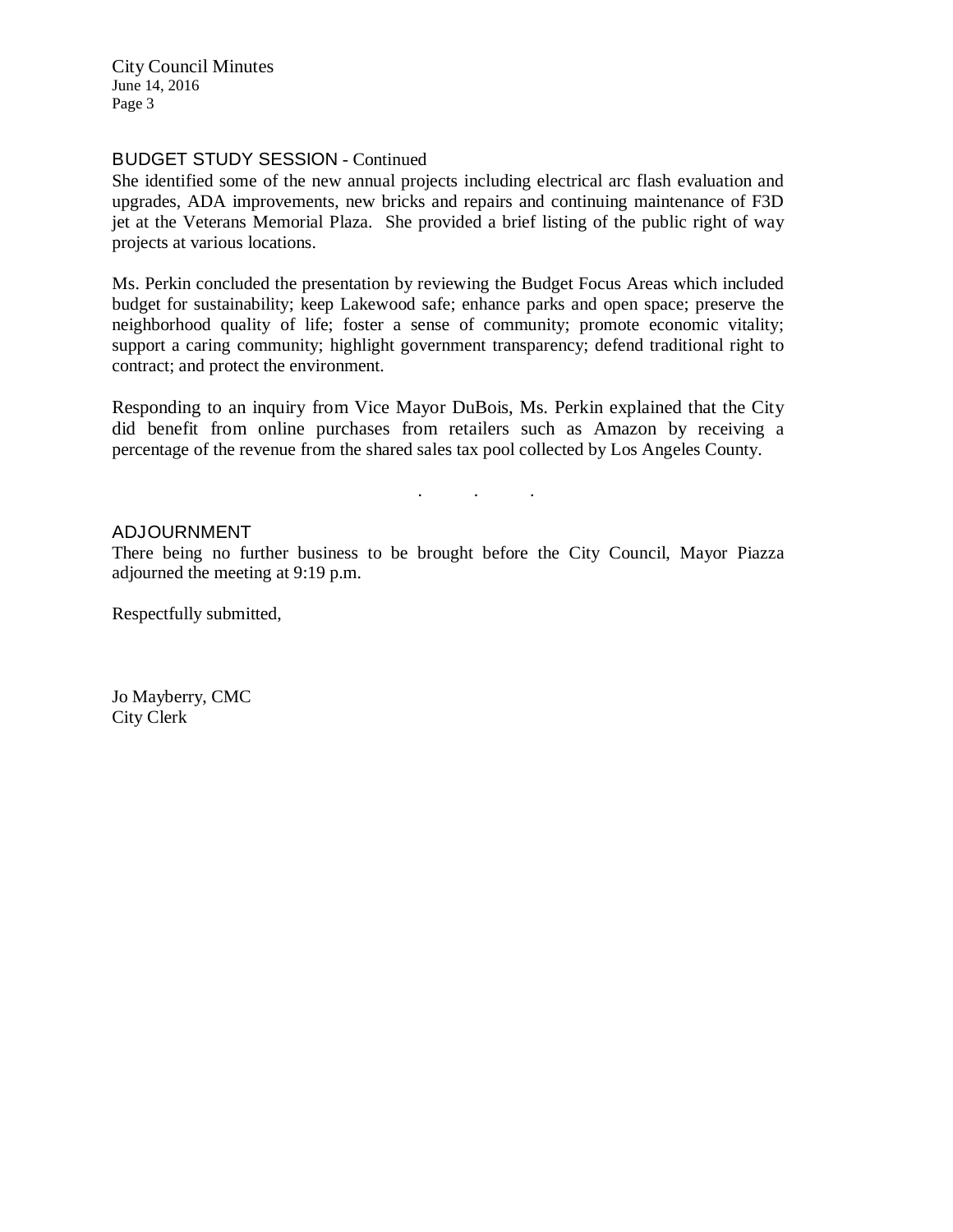## BUDGET STUDY SESSION - Continued

She identified some of the new annual projects including electrical arc flash evaluation and upgrades, ADA improvements, new bricks and repairs and continuing maintenance of F3D jet at the Veterans Memorial Plaza. She provided a brief listing of the public right of way projects at various locations.

Ms. Perkin concluded the presentation by reviewing the Budget Focus Areas which included budget for sustainability; keep Lakewood safe; enhance parks and open space; preserve the neighborhood quality of life; foster a sense of community; promote economic vitality; support a caring community; highlight government transparency; defend traditional right to contract; and protect the environment.

Responding to an inquiry from Vice Mayor DuBois, Ms. Perkin explained that the City did benefit from online purchases from retailers such as Amazon by receiving a percentage of the revenue from the shared sales tax pool collected by Los Angeles County.

. . .

## ADJOURNMENT

There being no further business to be brought before the City Council, Mayor Piazza adjourned the meeting at 9:19 p.m.

Respectfully submitted,

Jo Mayberry, CMC
City Clerk